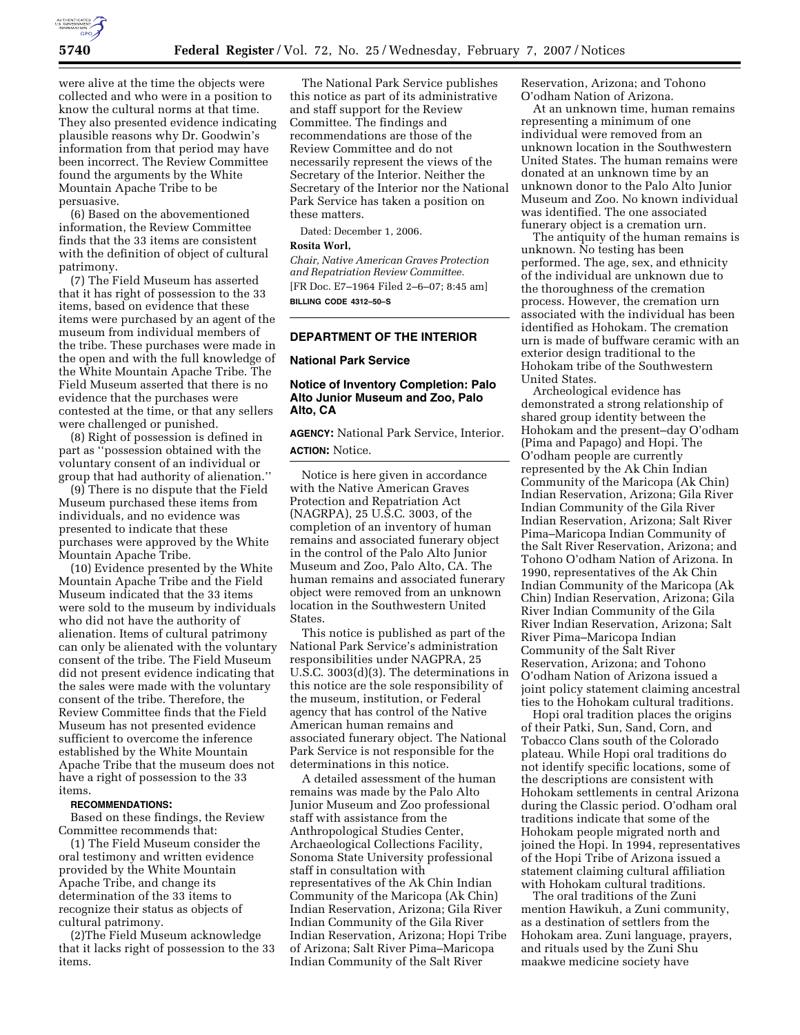were alive at the time the objects were collected and who were in a position to know the cultural norms at that time. They also presented evidence indicating plausible reasons why Dr. Goodwin's information from that period may have been incorrect. The Review Committee found the arguments by the White Mountain Apache Tribe to be persuasive.

(6) Based on the abovementioned information, the Review Committee finds that the 33 items are consistent with the definition of object of cultural patrimony.

(7) The Field Museum has asserted that it has right of possession to the 33 items, based on evidence that these items were purchased by an agent of the museum from individual members of the tribe. These purchases were made in the open and with the full knowledge of the White Mountain Apache Tribe. The Field Museum asserted that there is no evidence that the purchases were contested at the time, or that any sellers were challenged or punished.

(8) Right of possession is defined in part as ''possession obtained with the voluntary consent of an individual or group that had authority of alienation.''

(9) There is no dispute that the Field Museum purchased these items from individuals, and no evidence was presented to indicate that these purchases were approved by the White Mountain Apache Tribe.

(10) Evidence presented by the White Mountain Apache Tribe and the Field Museum indicated that the 33 items were sold to the museum by individuals who did not have the authority of alienation. Items of cultural patrimony can only be alienated with the voluntary consent of the tribe. The Field Museum did not present evidence indicating that the sales were made with the voluntary consent of the tribe. Therefore, the Review Committee finds that the Field Museum has not presented evidence sufficient to overcome the inference established by the White Mountain Apache Tribe that the museum does not have a right of possession to the 33 items.

**RECOMMENDATIONS:**

Based on these findings, the Review Committee recommends that:

(1) The Field Museum consider the oral testimony and written evidence provided by the White Mountain Apache Tribe, and change its determination of the 33 items to recognize their status as objects of cultural patrimony.

(2)The Field Museum acknowledge that it lacks right of possession to the 33 items.

The National Park Service publishes this notice as part of its administrative and staff support for the Review Committee. The findings and recommendations are those of the Review Committee and do not necessarily represent the views of the Secretary of the Interior. Neither the Secretary of the Interior nor the National Park Service has taken a position on these matters.

Dated: December 1, 2006.

**Rosita Worl,**

*Chair, Native American Graves Protection and Repatriation Review Committee.*

[FR Doc. E7–1964 Filed 2–6–07; 8:45 am]

**BILLING CODE 4312–50–S**

---

## DEPARTMENT OF THE INTERIOR

### National Park Service

### Notice of Inventory Completion: Palo Alto Junior Museum and Zoo, Palo Alto, CA

**AGENCY:** National Park Service, Interior.

**ACTION:** Notice.

Notice is here given in accordance with the Native American Graves Protection and Repatriation Act (NAGPRA), 25 U.S.C. 3003, of the completion of an inventory of human remains and associated funerary object in the control of the Palo Alto Junior Museum and Zoo, Palo Alto, CA. The human remains and associated funerary object were removed from an unknown location in the Southwestern United States.

This notice is published as part of the National Park Service's administration responsibilities under NAGPRA, 25 U.S.C. 3003(d)(3). The determinations in this notice are the sole responsibility of the museum, institution, or Federal agency that has control of the Native American human remains and associated funerary object. The National Park Service is not responsible for the determinations in this notice.

A detailed assessment of the human remains was made by the Palo Alto Junior Museum and Zoo professional staff with assistance from the Anthropological Studies Center, Archaeological Collections Facility, Sonoma State University professional staff in consultation with representatives of the Ak Chin Indian Community of the Maricopa (Ak Chin) Indian Reservation, Arizona; Gila River Indian Community of the Gila River Indian Reservation, Arizona; Hopi Tribe of Arizona; Salt River Pima–Maricopa Indian Community of the Salt River Reservation, Arizona; and Tohono O'odham Nation of Arizona.

At an unknown time, human remains representing a minimum of one individual were removed from an unknown location in the Southwestern United States. The human remains were donated at an unknown time by an unknown donor to the Palo Alto Junior Museum and Zoo. No known individual was identified. The one associated funerary object is a cremation urn.

The antiquity of the human remains is unknown. No testing has been performed. The age, sex, and ethnicity of the individual are unknown due to the thoroughness of the cremation process. However, the cremation urn associated with the individual has been identified as Hohokam. The cremation urn is made of buffware ceramic with an exterior design traditional to the Hohokam tribe of the Southwestern United States.

Archeological evidence has demonstrated a strong relationship of shared group identity between the Hohokam and the present–day O'odham (Pima and Papago) and Hopi. The O'odham people are currently represented by the Ak Chin Indian Community of the Maricopa (Ak Chin) Indian Reservation, Arizona; Gila River Indian Community of the Gila River Indian Reservation, Arizona; Salt River Pima–Maricopa Indian Community of the Salt River Reservation, Arizona; and Tohono O'odham Nation of Arizona. In 1990, representatives of the Ak Chin Indian Community of the Maricopa (Ak Chin) Indian Reservation, Arizona; Gila River Indian Community of the Gila River Indian Reservation, Arizona; Salt River Pima–Maricopa Indian Community of the Salt River Reservation, Arizona; and Tohono O'odham Nation of Arizona issued a joint policy statement claiming ancestral ties to the Hohokam cultural traditions.

Hopi oral tradition places the origins of their Patki, Sun, Sand, Corn, and Tobacco Clans south of the Colorado plateau. While Hopi oral traditions do not identify specific locations, some of the descriptions are consistent with Hohokam settlements in central Arizona during the Classic period. O'odham oral traditions indicate that some of the Hohokam people migrated north and joined the Hopi. In 1994, representatives of the Hopi Tribe of Arizona issued a statement claiming cultural affiliation with Hohokam cultural traditions.

The oral traditions of the Zuni mention Hawikuh, a Zuni community, as a destination of settlers from the Hohokam area. Zuni language, prayers, and rituals used by the Zuni Shu maakwe medicine society have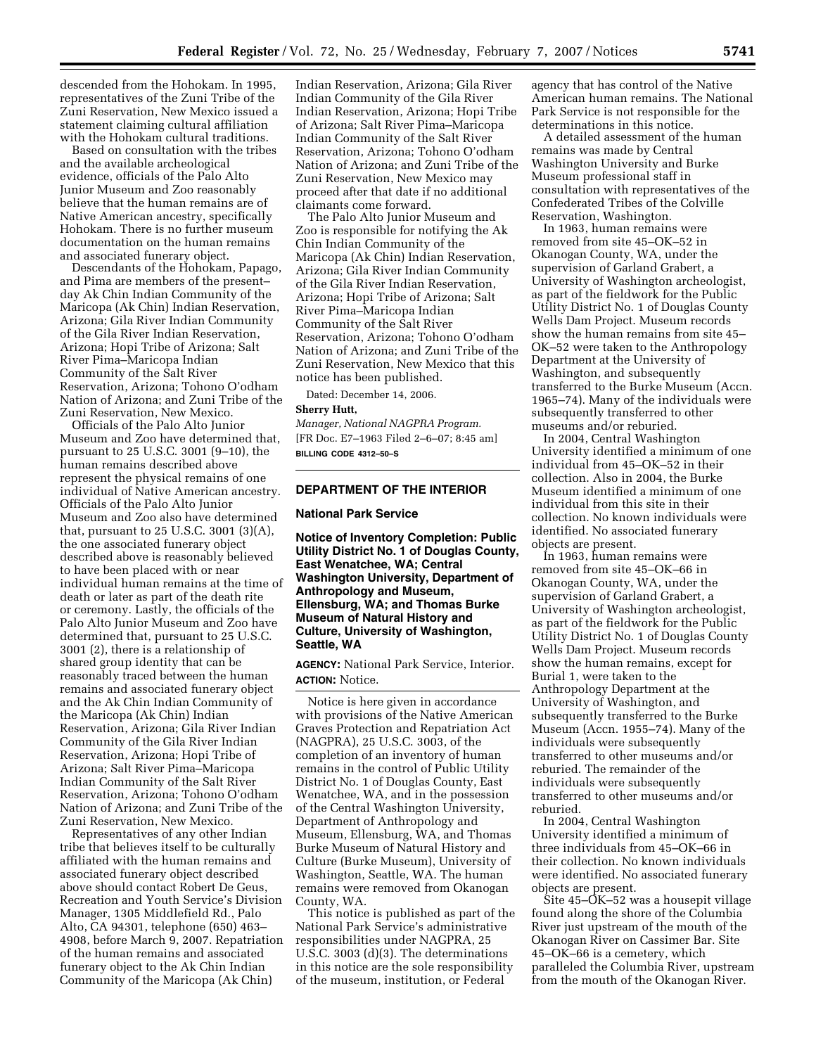descended from the Hohokam. In 1995, representatives of the Zuni Tribe of the Zuni Reservation, New Mexico issued a statement claiming cultural affiliation with the Hohokam cultural traditions.

Based on consultation with the tribes and the available archeological evidence, officials of the Palo Alto Junior Museum and Zoo reasonably believe that the human remains are of Native American ancestry, specifically Hohokam. There is no further museum documentation on the human remains and associated funerary object.

Descendants of the Hohokam, Papago, and Pima are members of the present–day Ak Chin Indian Community of the Maricopa (Ak Chin) Indian Reservation, Arizona; Gila River Indian Community of the Gila River Indian Reservation, Arizona; Hopi Tribe of Arizona; Salt River Pima–Maricopa Indian Community of the Salt River Reservation, Arizona; Tohono O'odham Nation of Arizona; and Zuni Tribe of the Zuni Reservation, New Mexico.

Officials of the Palo Alto Junior Museum and Zoo have determined that, pursuant to 25 U.S.C. 3001 (9–10), the human remains described above represent the physical remains of one individual of Native American ancestry. Officials of the Palo Alto Junior Museum and Zoo also have determined that, pursuant to 25 U.S.C. 3001 (3)(A), the one associated funerary object described above is reasonably believed to have been placed with or near individual human remains at the time of death or later as part of the death rite or ceremony. Lastly, the officials of the Palo Alto Junior Museum and Zoo have determined that, pursuant to 25 U.S.C. 3001 (2), there is a relationship of shared group identity that can be reasonably traced between the human remains and associated funerary object and the Ak Chin Indian Community of the Maricopa (Ak Chin) Indian Reservation, Arizona; Gila River Indian Community of the Gila River Indian Reservation, Arizona; Hopi Tribe of Arizona; Salt River Pima–Maricopa Indian Community of the Salt River Reservation, Arizona; Tohono O'odham Nation of Arizona; and Zuni Tribe of the Zuni Reservation, New Mexico.

Representatives of any other Indian tribe that believes itself to be culturally affiliated with the human remains and associated funerary object described above should contact Robert De Geus, Recreation and Youth Service's Division Manager, 1305 Middlefield Rd., Palo Alto, CA 94301, telephone (650) 463–4908, before March 9, 2007. Repatriation of the human remains and associated funerary object to the Ak Chin Indian Community of the Maricopa (Ak Chin) Indian Reservation, Arizona; Gila River Indian Community of the Gila River Indian Reservation, Arizona; Hopi Tribe of Arizona; Salt River Pima–Maricopa Indian Community of the Salt River Reservation, Arizona; Tohono O'odham Nation of Arizona; and Zuni Tribe of the Zuni Reservation, New Mexico may proceed after that date if no additional claimants come forward.

The Palo Alto Junior Museum and Zoo is responsible for notifying the Ak Chin Indian Community of the Maricopa (Ak Chin) Indian Reservation, Arizona; Gila River Indian Community of the Gila River Indian Reservation, Arizona; Hopi Tribe of Arizona; Salt River Pima–Maricopa Indian Community of the Salt River Reservation, Arizona; Tohono O'odham Nation of Arizona; and Zuni Tribe of the Zuni Reservation, New Mexico that this notice has been published.

Dated: December 14, 2006.

**Sherry Hutt,**

*Manager, National NAGPRA Program.*

[FR Doc. E7–1963 Filed 2–6–07; 8:45 am]

**BILLING CODE 4312–50–S**

## DEPARTMENT OF THE INTERIOR

### National Park Service

### Notice of Inventory Completion: Public Utility District No. 1 of Douglas County, East Wenatchee, WA; Central Washington University, Department of Anthropology and Museum, Ellensburg, WA; and Thomas Burke Museum of Natural History and Culture, University of Washington, Seattle, WA

**AGENCY:** National Park Service, Interior.

**ACTION:** Notice.

Notice is here given in accordance with provisions of the Native American Graves Protection and Repatriation Act (NAGPRA), 25 U.S.C. 3003, of the completion of an inventory of human remains in the control of Public Utility District No. 1 of Douglas County, East Wenatchee, WA, and in the possession of the Central Washington University, Department of Anthropology and Museum, Ellensburg, WA, and Thomas Burke Museum of Natural History and Culture (Burke Museum), University of Washington, Seattle, WA. The human remains were removed from Okanogan County, WA.

This notice is published as part of the National Park Service's administrative responsibilities under NAGPRA, 25 U.S.C. 3003 (d)(3). The determinations in this notice are the sole responsibility of the museum, institution, or Federal agency that has control of the Native American human remains. The National Park Service is not responsible for the determinations in this notice.

A detailed assessment of the human remains was made by Central Washington University and Burke Museum professional staff in consultation with representatives of the Confederated Tribes of the Colville Reservation, Washington.

In 1963, human remains were removed from site 45–OK–52 in Okanogan County, WA, under the supervision of Garland Grabert, a University of Washington archeologist, as part of the fieldwork for the Public Utility District No. 1 of Douglas County Wells Dam Project. Museum records show the human remains from site 45–OK–52 were taken to the Anthropology Department at the University of Washington, and subsequently transferred to the Burke Museum (Accn. 1965–74). Many of the individuals were subsequently transferred to other museums and/or reburied.

In 2004, Central Washington University identified a minimum of one individual from 45–OK–52 in their collection. Also in 2004, the Burke Museum identified a minimum of one individual from this site in their collection. No known individuals were identified. No associated funerary objects are present.

In 1963, human remains were removed from site 45–OK–66 in Okanogan County, WA, under the supervision of Garland Grabert, a University of Washington archeologist, as part of the fieldwork for the Public Utility District No. 1 of Douglas County Wells Dam Project. Museum records show the human remains, except for Burial 1, were taken to the Anthropology Department at the University of Washington, and subsequently transferred to the Burke Museum (Accn. 1955–74). Many of the individuals were subsequently transferred to other museums and/or reburied. The remainder of the individuals were subsequently transferred to other museums and/or reburied.

In 2004, Central Washington University identified a minimum of three individuals from 45–OK–66 in their collection. No known individuals were identified. No associated funerary objects are present.

Site 45–OK–52 was a housepit village found along the shore of the Columbia River just upstream of the mouth of the Okanogan River on Cassimer Bar. Site 45–OK–66 is a cemetery, which paralleled the Columbia River, upstream from the mouth of the Okanogan River.